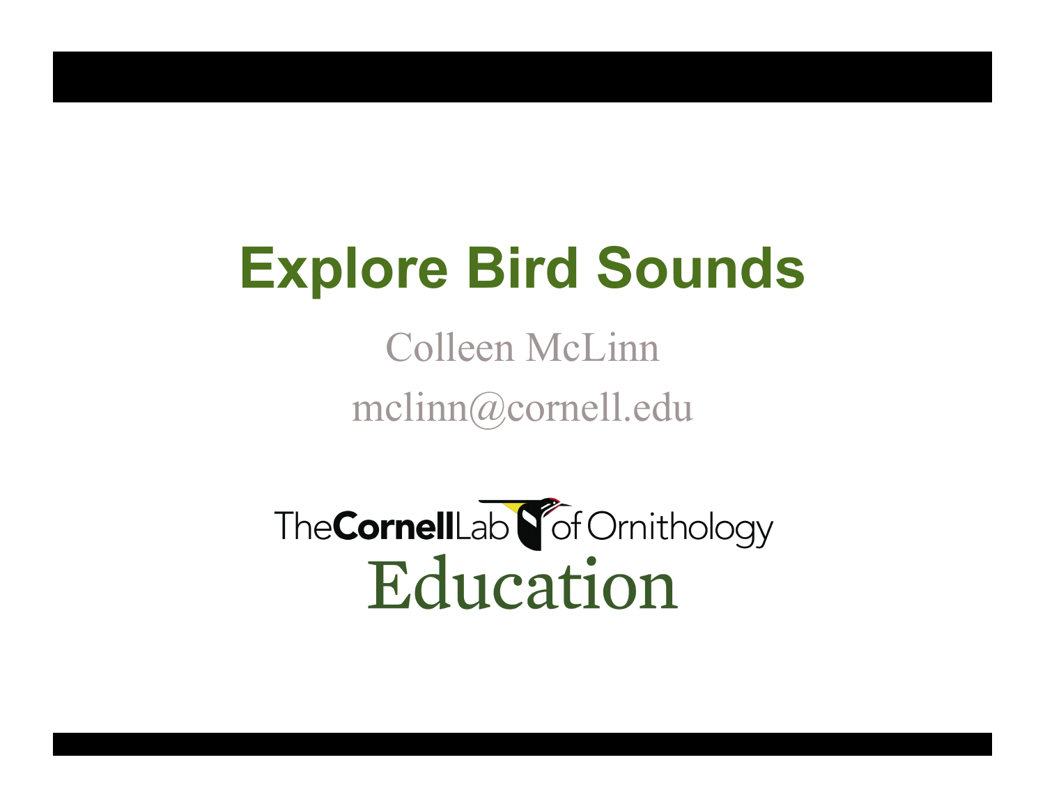# Explore Bird Sounds

Colleen McLinn

mclinn@cornell.edu

The Cornell Lab of Ornithology

Education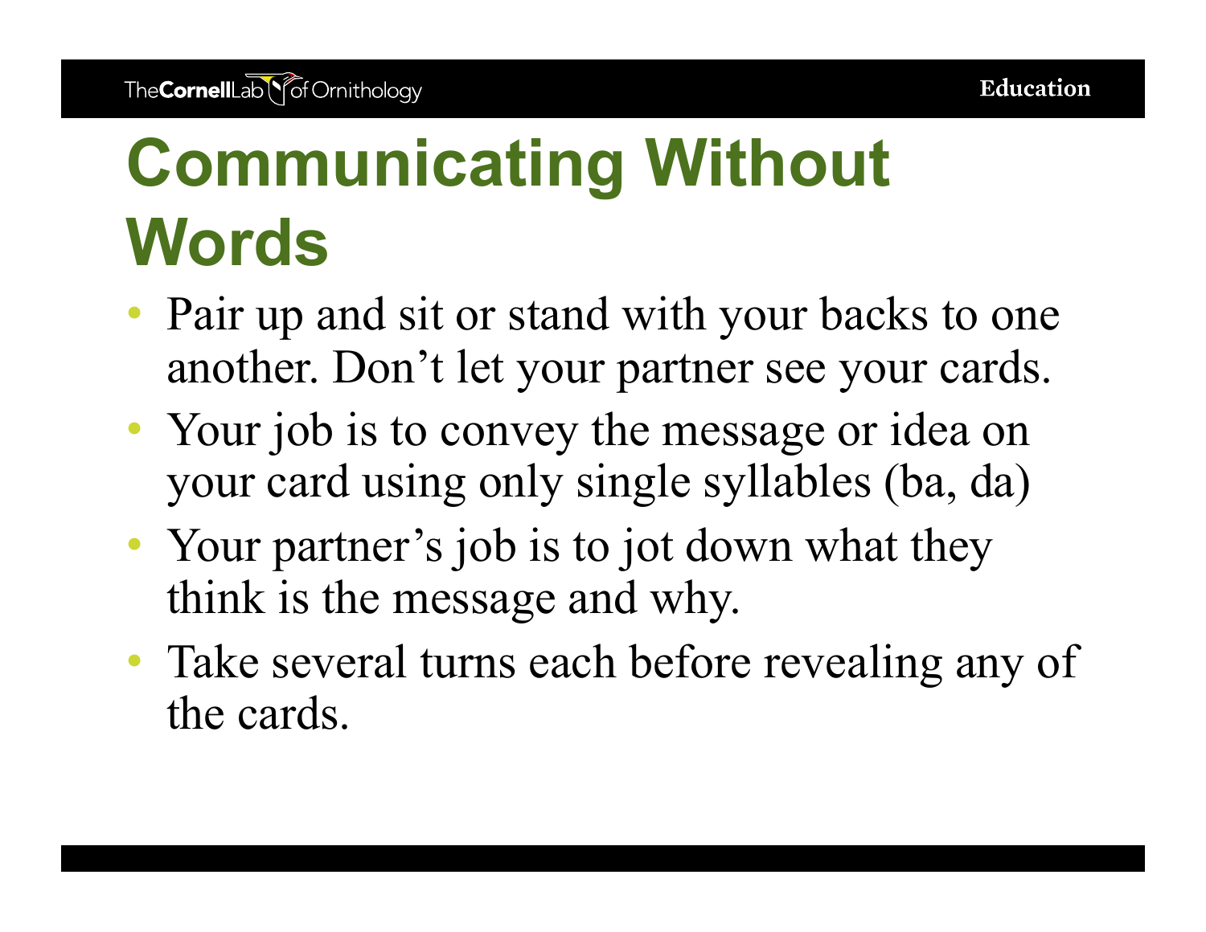# Communicating Without Words

- Pair up and sit or stand with your backs to one another. Don’t let your partner see your cards.
- Your job is to convey the message or idea on your card using only single syllables (ba, da)
- Your partner’s job is to jot down what they think is the message and why.
- Take several turns each before revealing any of the cards.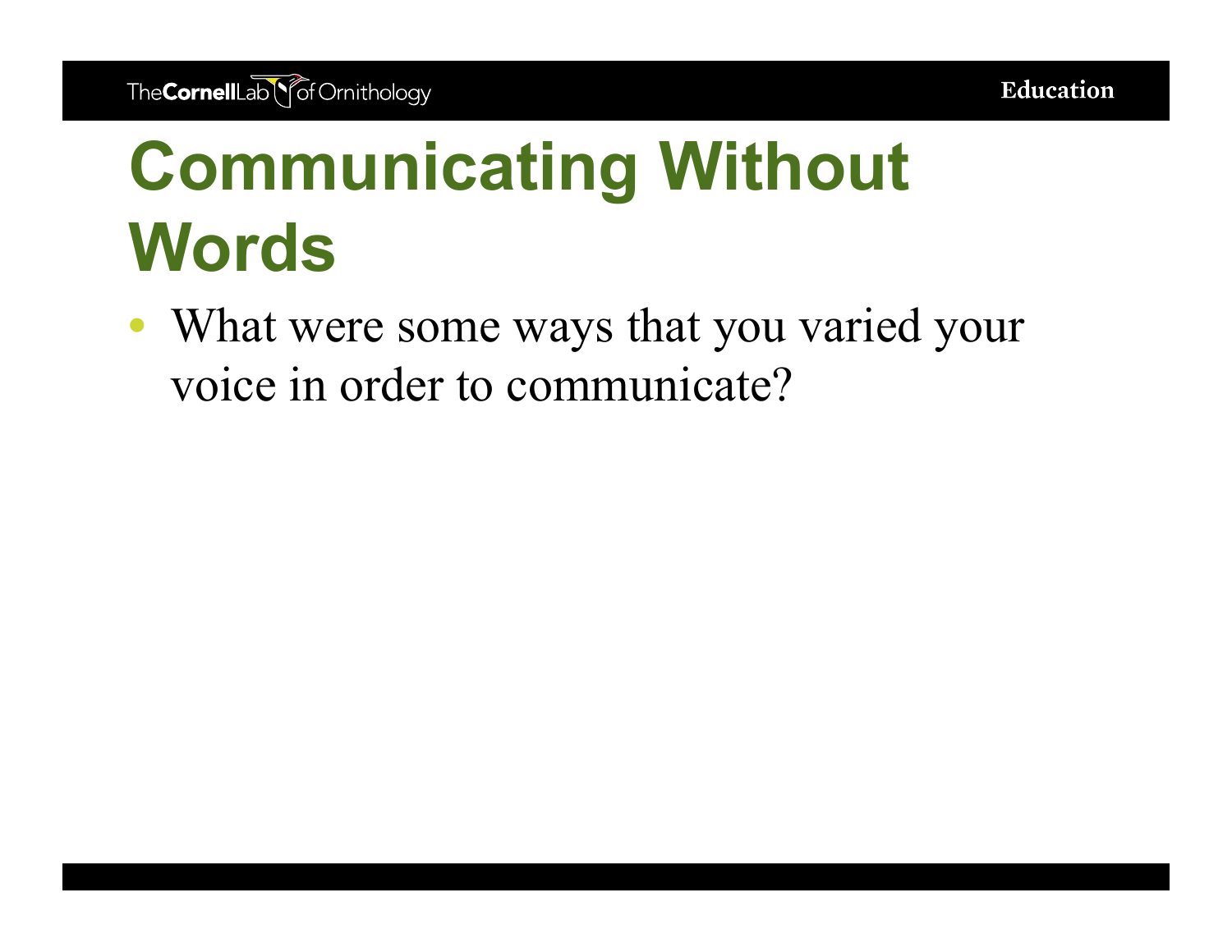# Communicating Without Words

- What were some ways that you varied your voice in order to communicate?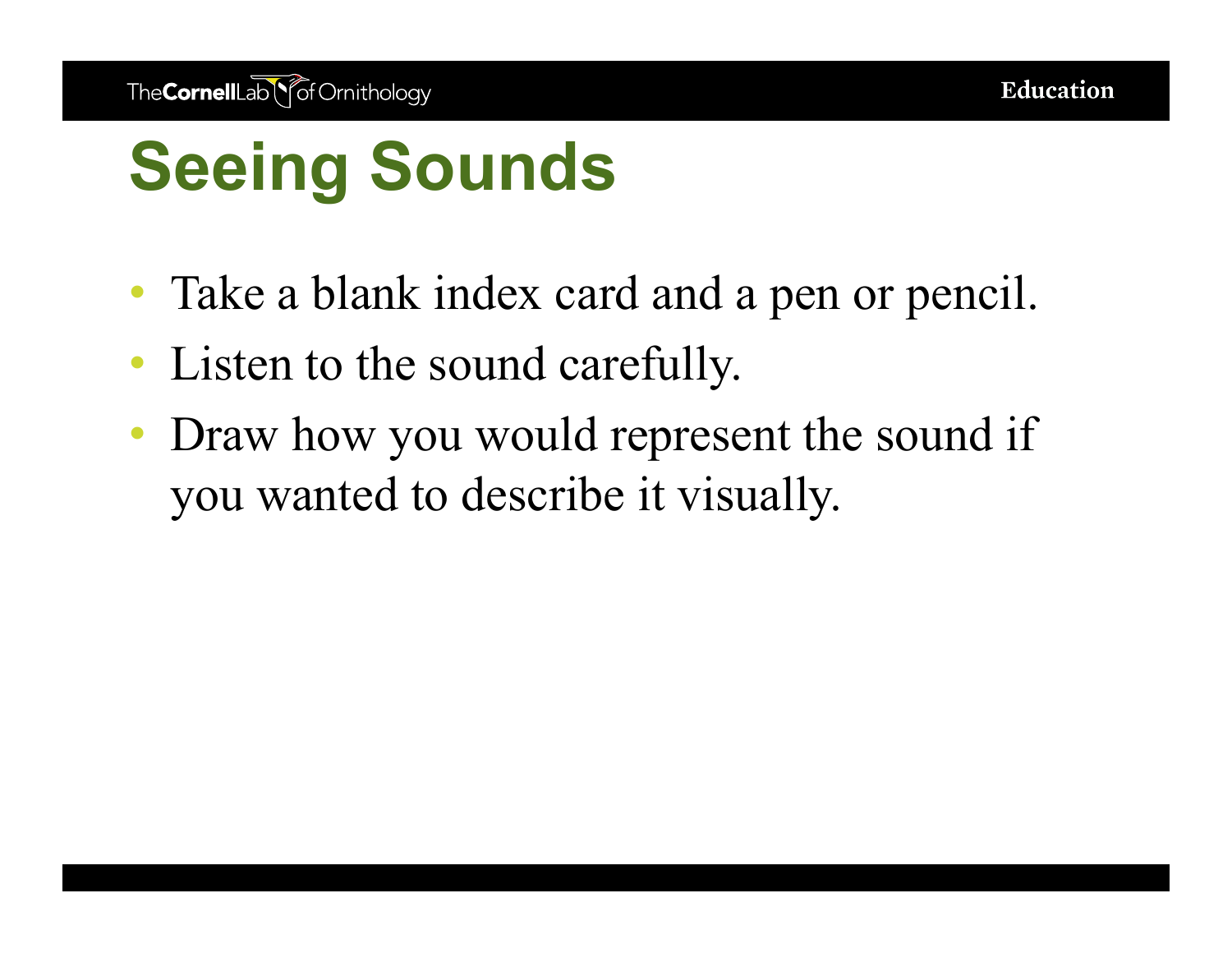# Seeing Sounds

- Take a blank index card and a pen or pencil.
- Listen to the sound carefully.
- Draw how you would represent the sound if you wanted to describe it visually.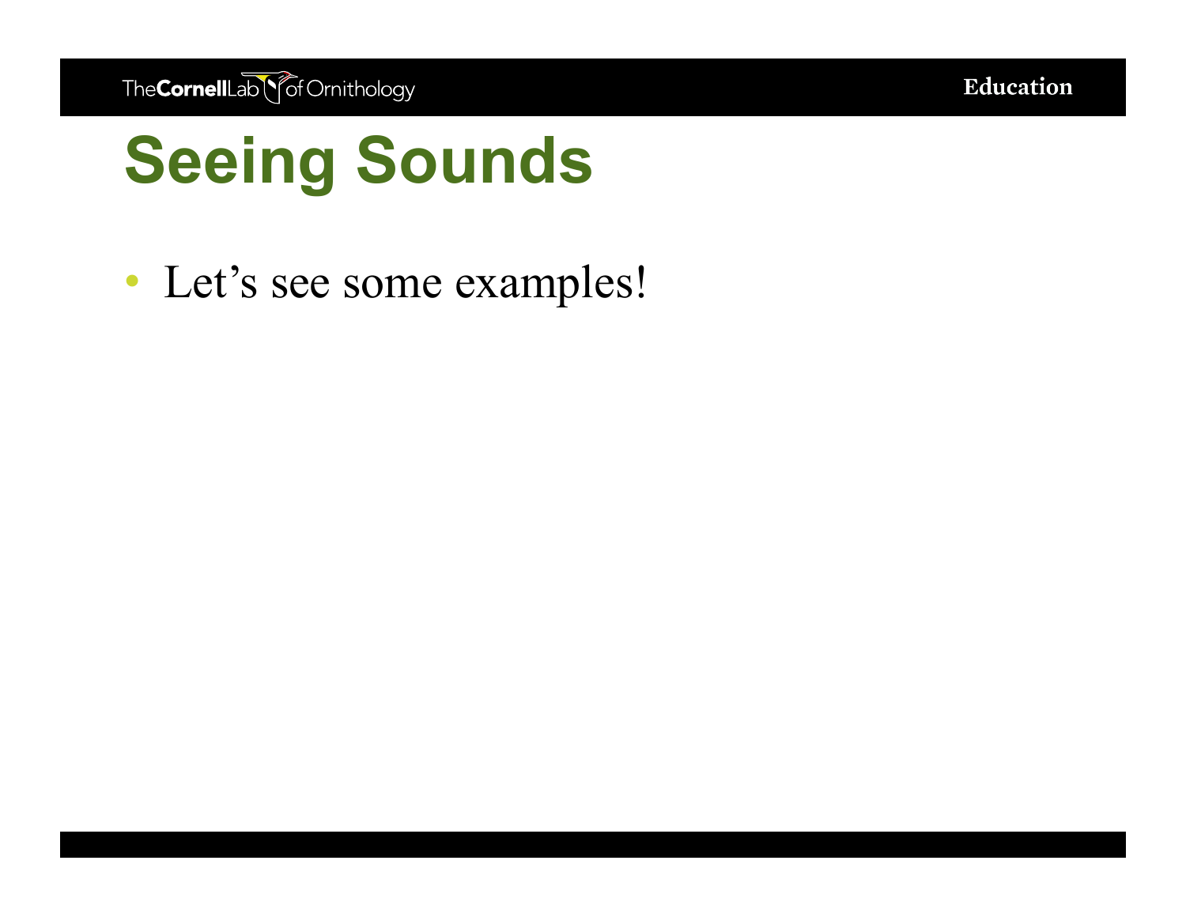# Seeing Sounds

- Let's see some examples!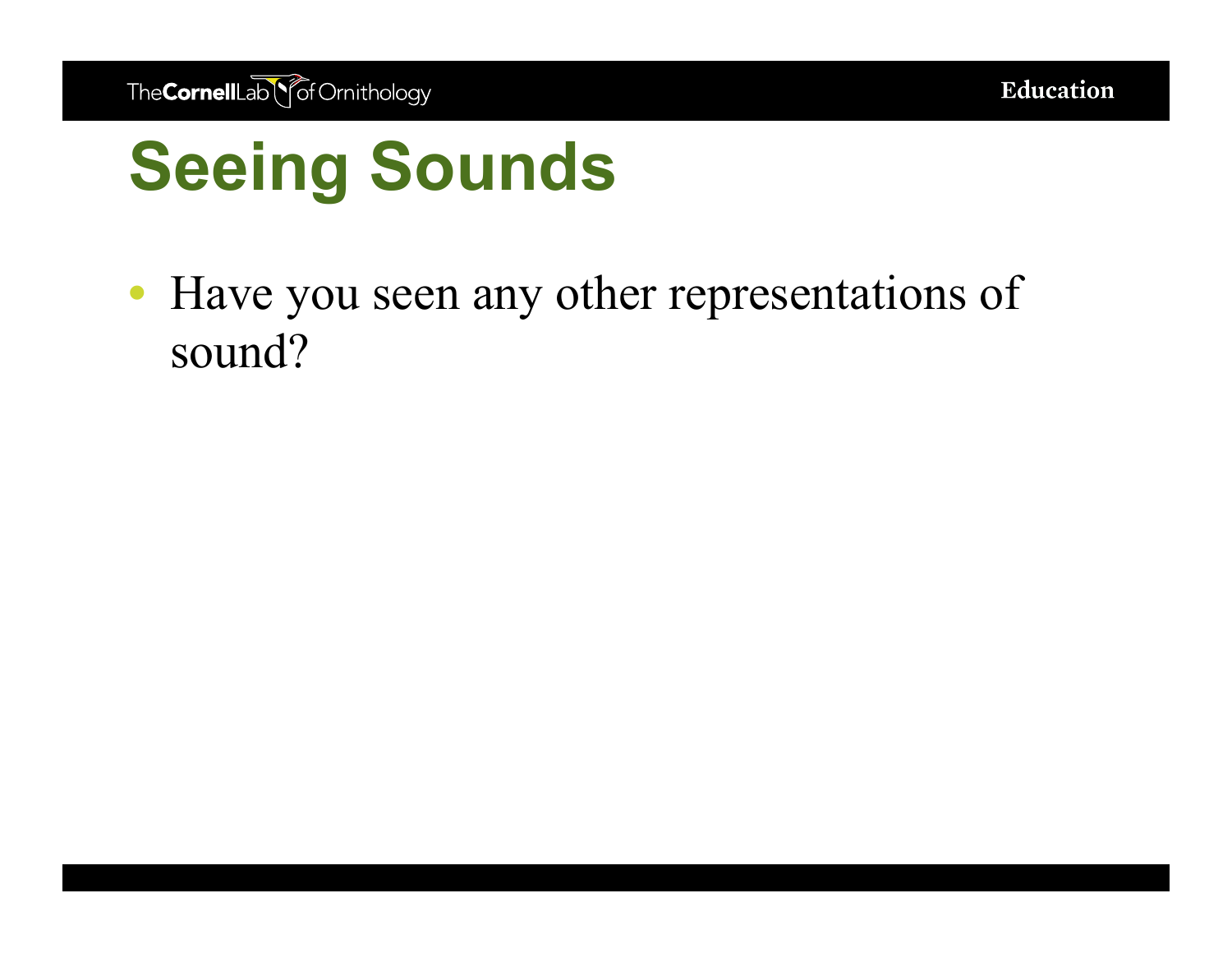# Seeing Sounds

- Have you seen any other representations of sound?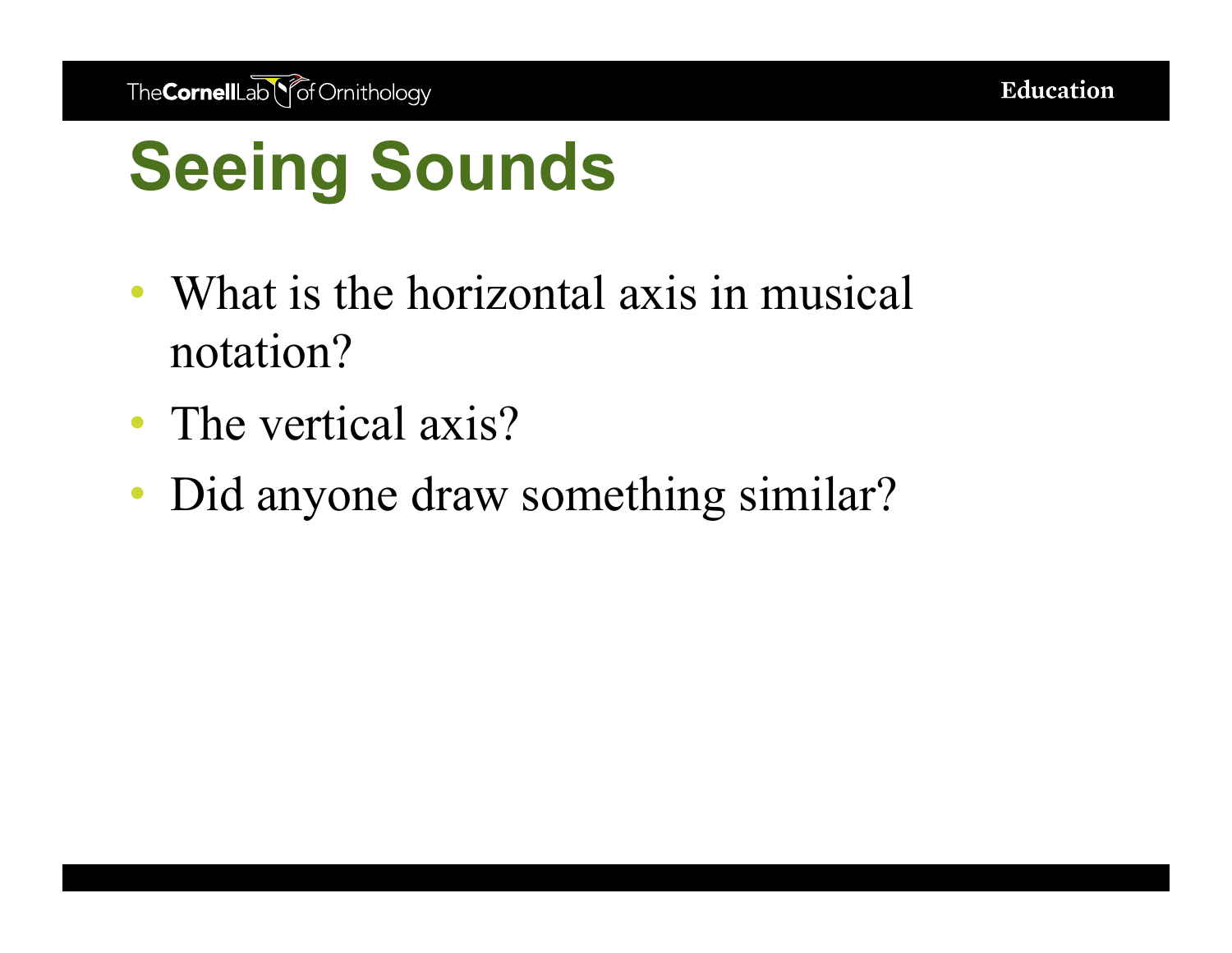# Seeing Sounds

- What is the horizontal axis in musical notation?
- The vertical axis?
- Did anyone draw something similar?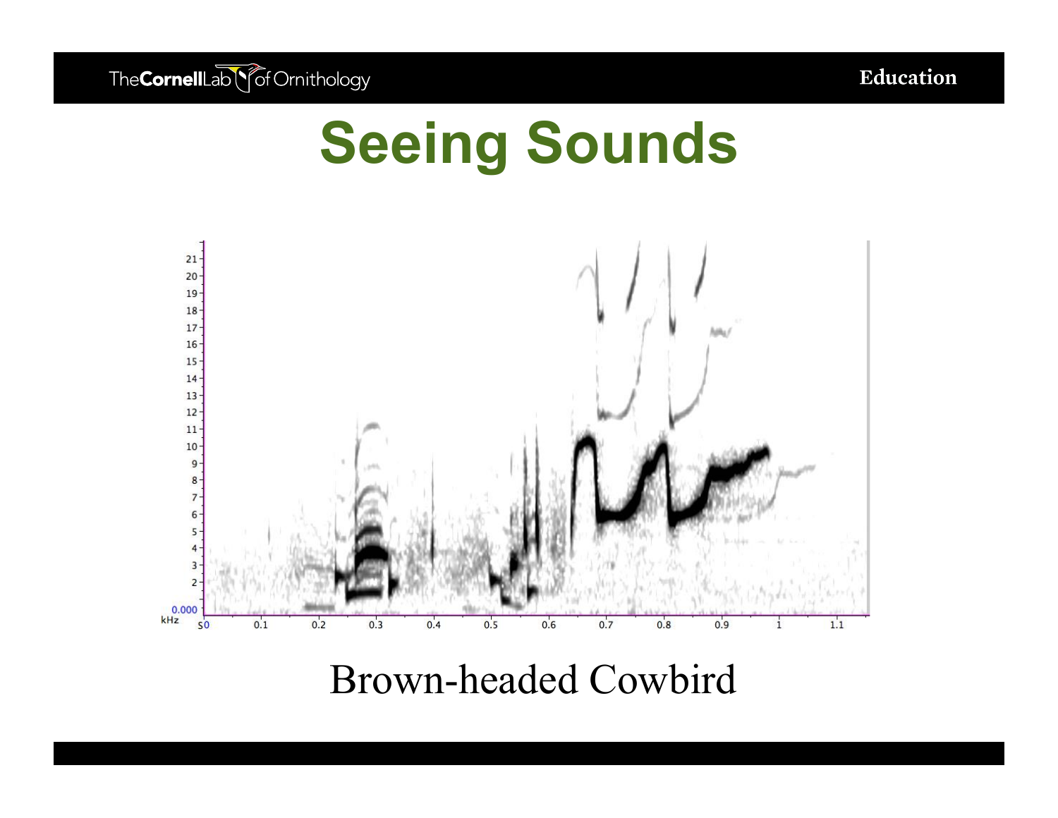# Seeing Sounds

Brown-headed Cowbird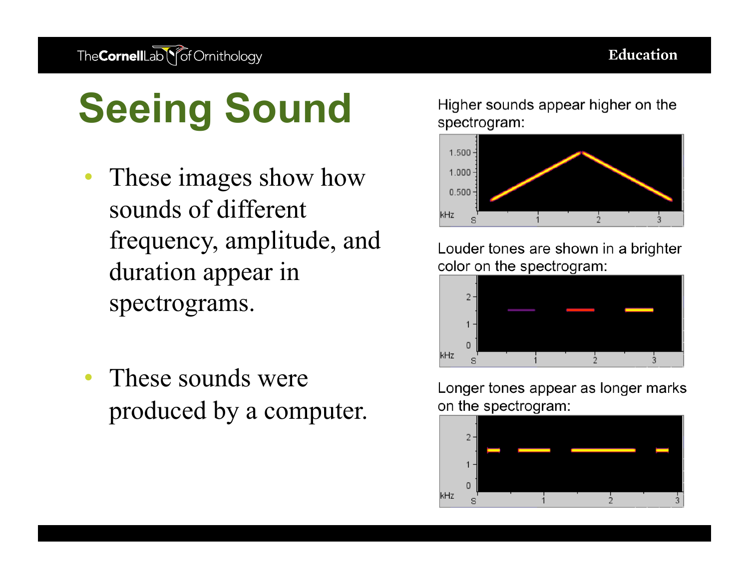# Seeing Sound

- These images show how sounds of different frequency, amplitude, and duration appear in spectrograms.
- These sounds were produced by a computer.

Higher sounds appear higher on the spectrogram:

Louder tones are shown in a brighter color on the spectrogram:

Longer tones appear as longer marks on the spectrogram: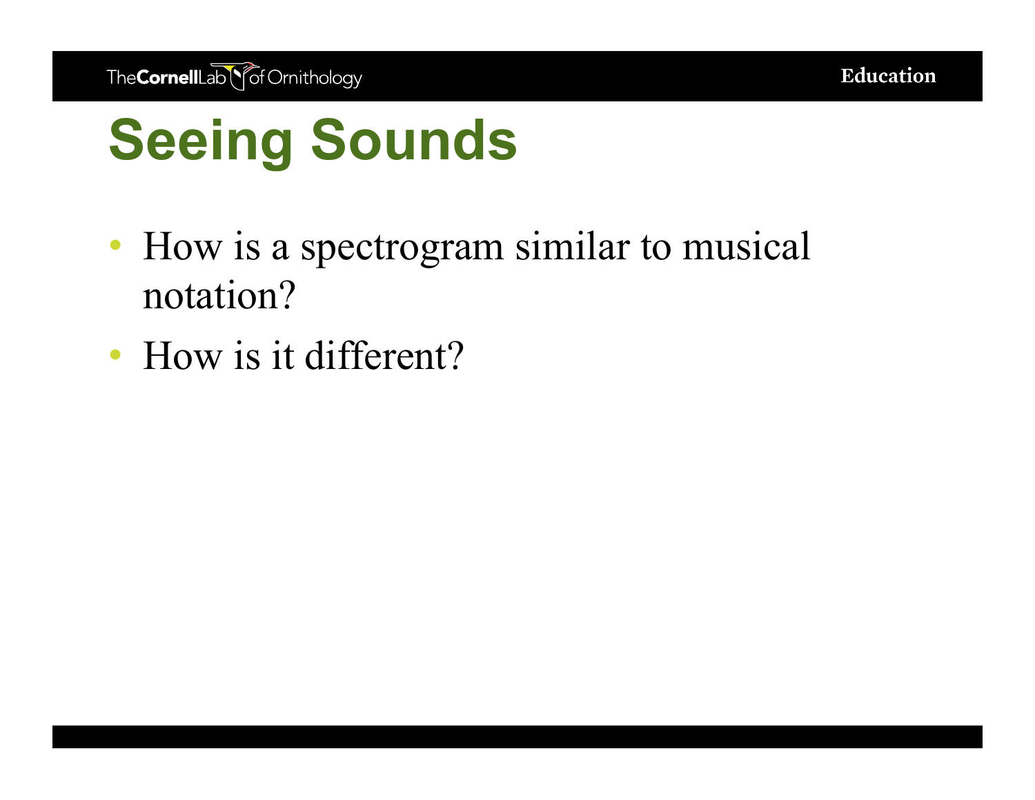# Seeing Sounds

- How is a spectrogram similar to musical notation?
- How is it different?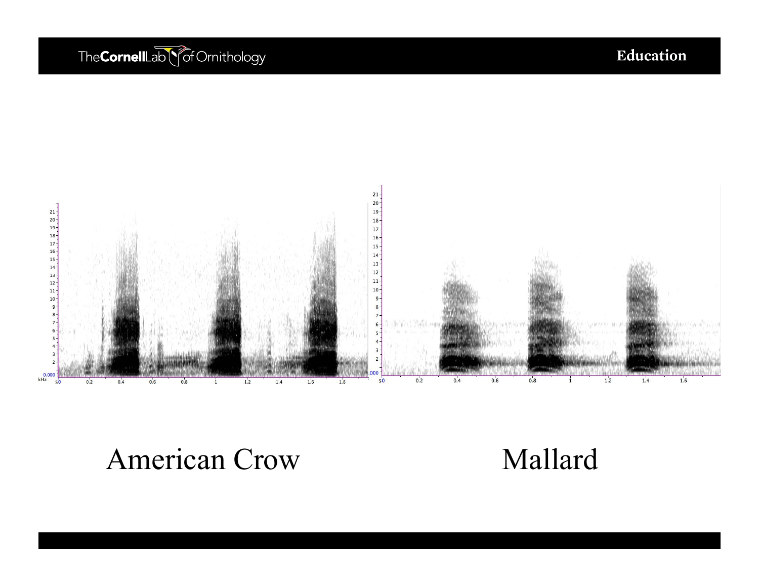American Crow

Mallard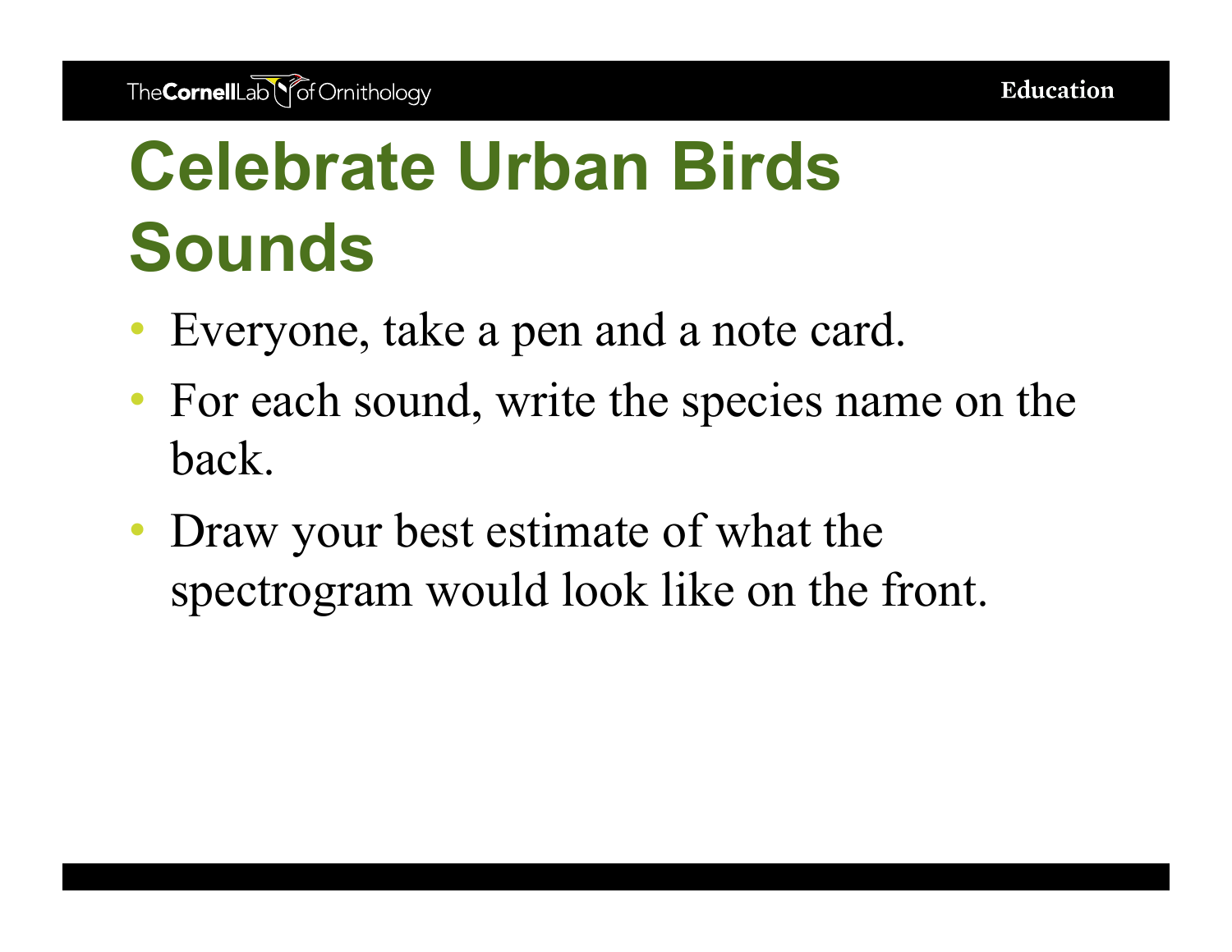# Celebrate Urban Birds Sounds

- Everyone, take a pen and a note card.
- For each sound, write the species name on the back.
- Draw your best estimate of what the spectrogram would look like on the front.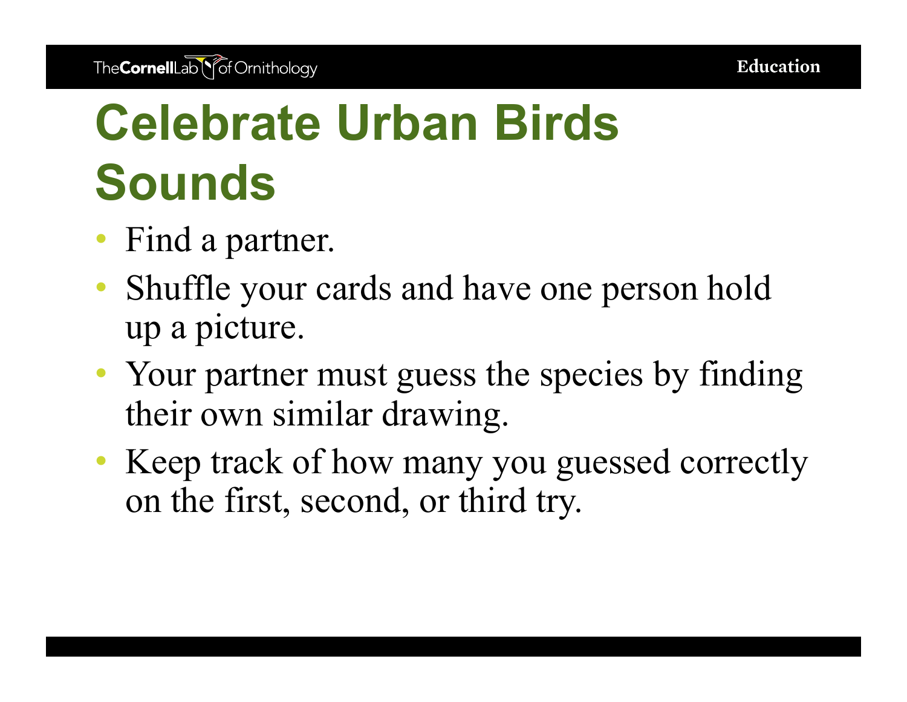# Celebrate Urban Birds Sounds

- Find a partner.
- Shuffle your cards and have one person hold up a picture.
- Your partner must guess the species by finding their own similar drawing.
- Keep track of how many you guessed correctly on the first, second, or third try.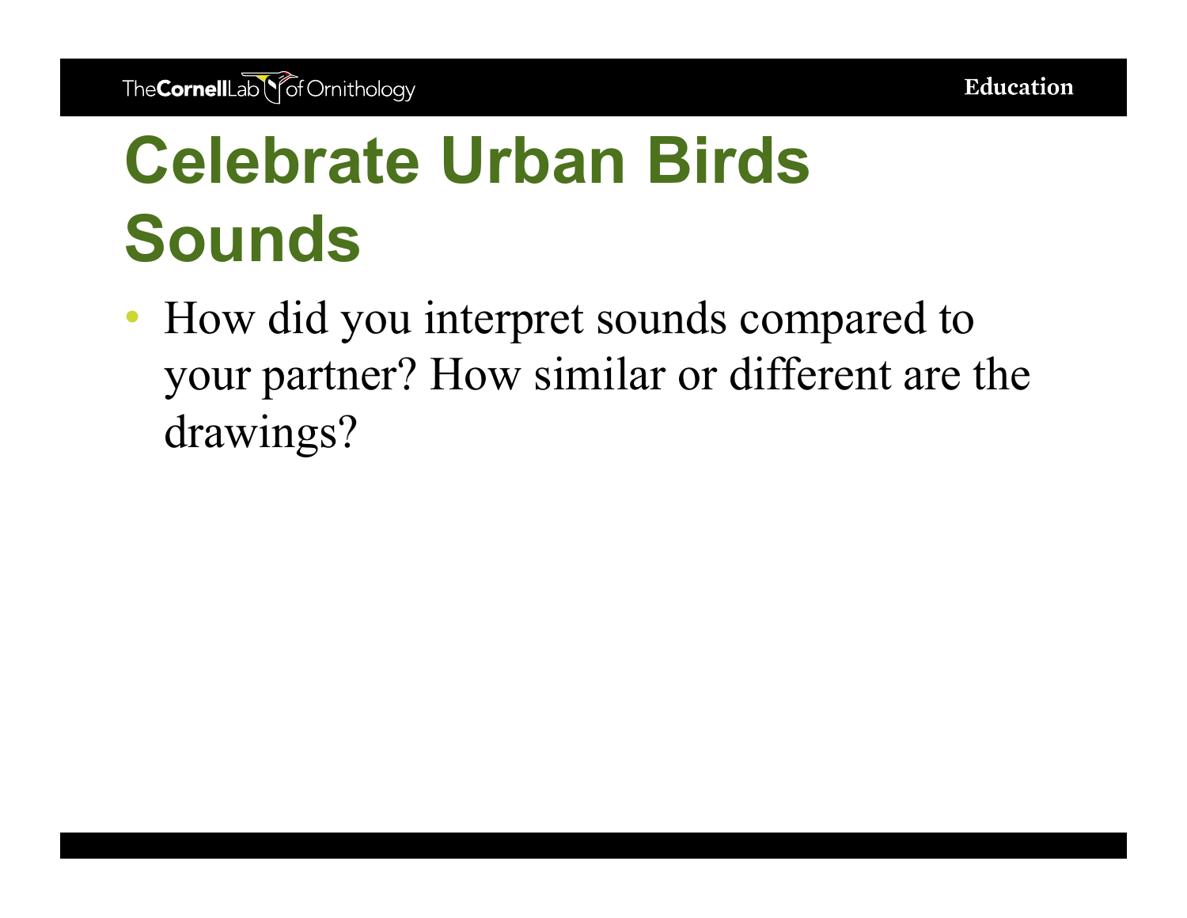# Celebrate Urban Birds Sounds

- How did you interpret sounds compared to your partner? How similar or different are the drawings?